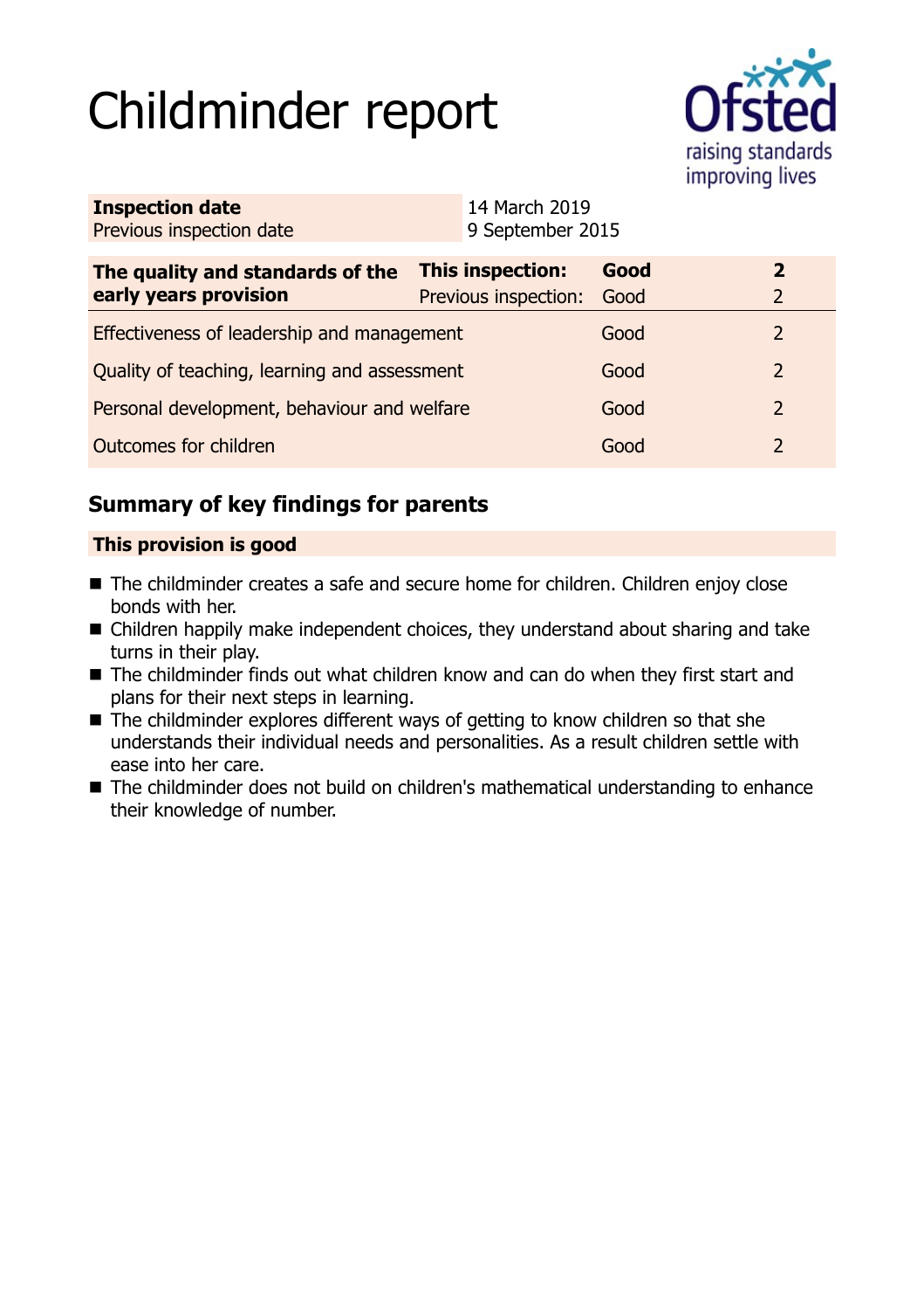# Childminder report

| | |
|---|---|
| **Inspection date** | 14 March 2019 |
| Previous inspection date | 9 September 2015 |

| **The quality and standards of the early years provision** | **This inspection:** | **Good** | **2** |
|---|---|---|---|
| | Previous inspection: | Good | 2 |
| Effectiveness of leadership and management | | Good | 2 |
| Quality of teaching, learning and assessment | | Good | 2 |
| Personal development, behaviour and welfare | | Good | 2 |
| Outcomes for children | | Good | 2 |

## Summary of key findings for parents

**This provision is good**

- The childminder creates a safe and secure home for children. Children enjoy close bonds with her.
- Children happily make independent choices, they understand about sharing and take turns in their play.
- The childminder finds out what children know and can do when they first start and plans for their next steps in learning.
- The childminder explores different ways of getting to know children so that she understands their individual needs and personalities. As a result children settle with ease into her care.
- The childminder does not build on children's mathematical understanding to enhance their knowledge of number.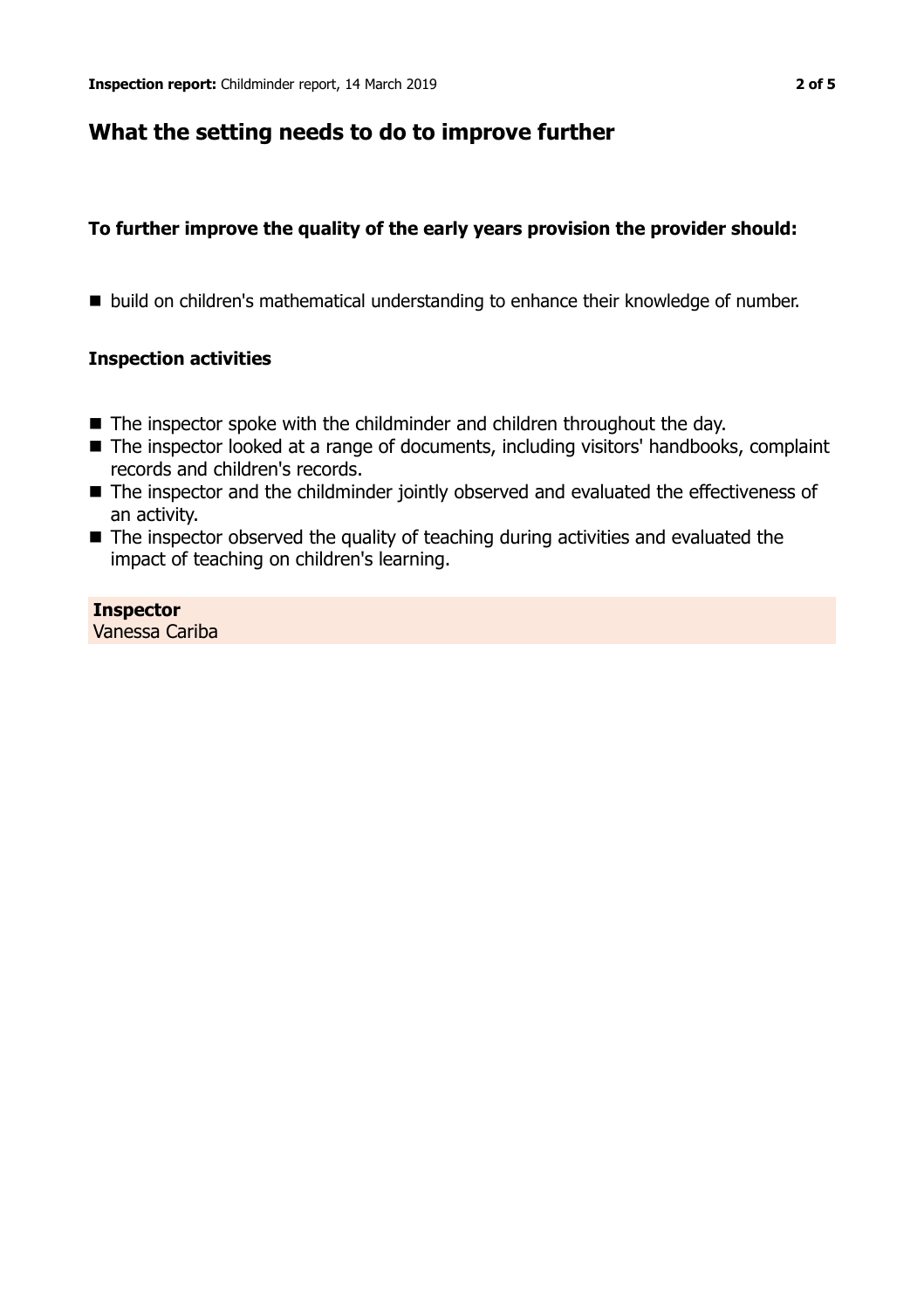## What the setting needs to do to improve further

### To further improve the quality of the early years provision the provider should:

- build on children's mathematical understanding to enhance their knowledge of number.

### Inspection activities

- The inspector spoke with the childminder and children throughout the day.
- The inspector looked at a range of documents, including visitors' handbooks, complaint records and children's records.
- The inspector and the childminder jointly observed and evaluated the effectiveness of an activity.
- The inspector observed the quality of teaching during activities and evaluated the impact of teaching on children's learning.

**Inspector**
Vanessa Cariba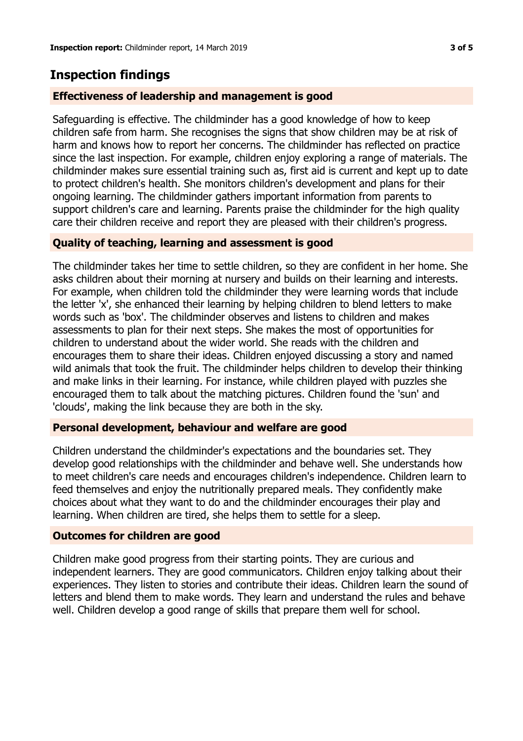## Inspection findings

### Effectiveness of leadership and management is good

Safeguarding is effective. The childminder has a good knowledge of how to keep children safe from harm. She recognises the signs that show children may be at risk of harm and knows how to report her concerns. The childminder has reflected on practice since the last inspection. For example, children enjoy exploring a range of materials. The childminder makes sure essential training such as, first aid is current and kept up to date to protect children's health. She monitors children's development and plans for their ongoing learning. The childminder gathers important information from parents to support children's care and learning. Parents praise the childminder for the high quality care their children receive and report they are pleased with their children's progress.

### Quality of teaching, learning and assessment is good

The childminder takes her time to settle children, so they are confident in her home. She asks children about their morning at nursery and builds on their learning and interests. For example, when children told the childminder they were learning words that include the letter 'x', she enhanced their learning by helping children to blend letters to make words such as 'box'. The childminder observes and listens to children and makes assessments to plan for their next steps. She makes the most of opportunities for children to understand about the wider world. She reads with the children and encourages them to share their ideas. Children enjoyed discussing a story and named wild animals that took the fruit. The childminder helps children to develop their thinking and make links in their learning. For instance, while children played with puzzles she encouraged them to talk about the matching pictures. Children found the 'sun' and 'clouds', making the link because they are both in the sky.

### Personal development, behaviour and welfare are good

Children understand the childminder's expectations and the boundaries set. They develop good relationships with the childminder and behave well. She understands how to meet children's care needs and encourages children's independence. Children learn to feed themselves and enjoy the nutritionally prepared meals. They confidently make choices about what they want to do and the childminder encourages their play and learning. When children are tired, she helps them to settle for a sleep.

### Outcomes for children are good

Children make good progress from their starting points. They are curious and independent learners. They are good communicators. Children enjoy talking about their experiences. They listen to stories and contribute their ideas. Children learn the sound of letters and blend them to make words. They learn and understand the rules and behave well. Children develop a good range of skills that prepare them well for school.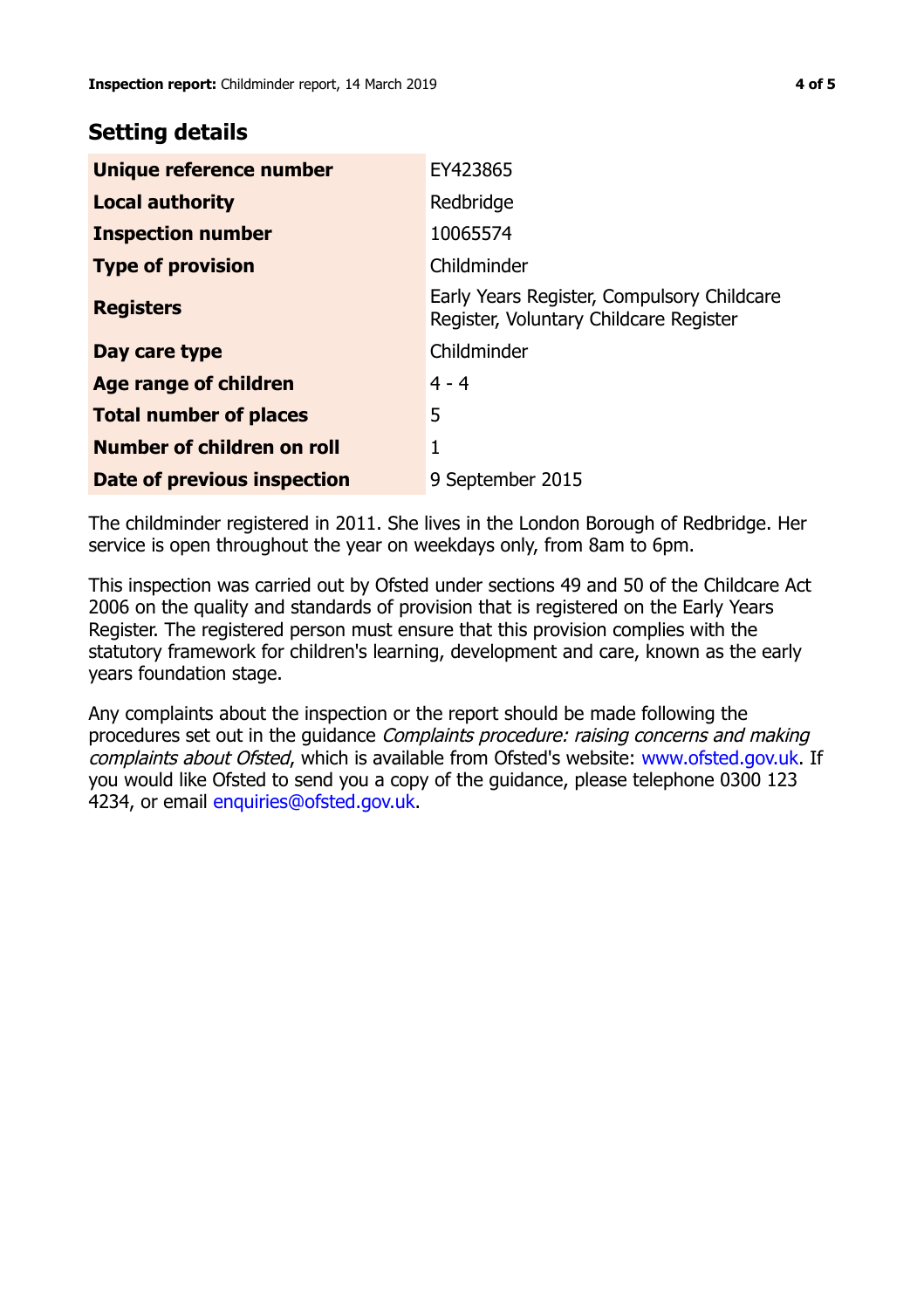## Setting details

| | |
|---|---|
| **Unique reference number** | EY423865 |
| **Local authority** | Redbridge |
| **Inspection number** | 10065574 |
| **Type of provision** | Childminder |
| **Registers** | Early Years Register, Compulsory Childcare Register, Voluntary Childcare Register |
| **Day care type** | Childminder |
| **Age range of children** | 4 - 4 |
| **Total number of places** | 5 |
| **Number of children on roll** | 1 |
| **Date of previous inspection** | 9 September 2015 |

The childminder registered in 2011. She lives in the London Borough of Redbridge. Her service is open throughout the year on weekdays only, from 8am to 6pm.

This inspection was carried out by Ofsted under sections 49 and 50 of the Childcare Act 2006 on the quality and standards of provision that is registered on the Early Years Register. The registered person must ensure that this provision complies with the statutory framework for children's learning, development and care, known as the early years foundation stage.

Any complaints about the inspection or the report should be made following the procedures set out in the guidance *Complaints procedure: raising concerns and making complaints about Ofsted*, which is available from Ofsted's website: www.ofsted.gov.uk. If you would like Ofsted to send you a copy of the guidance, please telephone 0300 123 4234, or email enquiries@ofsted.gov.uk.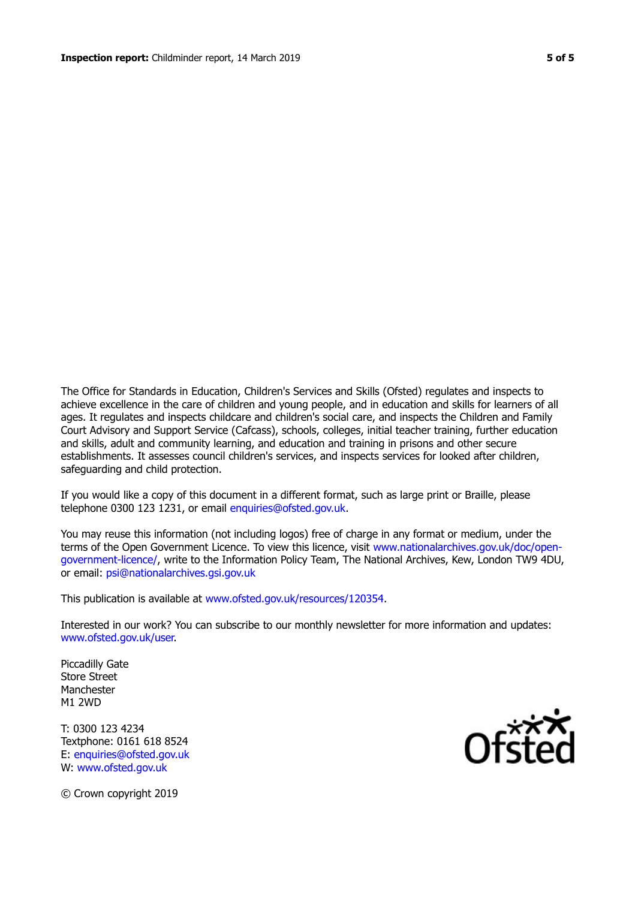The Office for Standards in Education, Children's Services and Skills (Ofsted) regulates and inspects to achieve excellence in the care of children and young people, and in education and skills for learners of all ages. It regulates and inspects childcare and children's social care, and inspects the Children and Family Court Advisory and Support Service (Cafcass), schools, colleges, initial teacher training, further education and skills, adult and community learning, and education and training in prisons and other secure establishments. It assesses council children's services, and inspects services for looked after children, safeguarding and child protection.

If you would like a copy of this document in a different format, such as large print or Braille, please telephone 0300 123 1231, or email enquiries@ofsted.gov.uk.

You may reuse this information (not including logos) free of charge in any format or medium, under the terms of the Open Government Licence. To view this licence, visit www.nationalarchives.gov.uk/doc/open-government-licence/, write to the Information Policy Team, The National Archives, Kew, London TW9 4DU, or email: psi@nationalarchives.gsi.gov.uk

This publication is available at www.ofsted.gov.uk/resources/120354.

Interested in our work? You can subscribe to our monthly newsletter for more information and updates: www.ofsted.gov.uk/user.

Piccadilly Gate
Store Street
Manchester
M1 2WD

T: 0300 123 4234
Textphone: 0161 618 8524
E: enquiries@ofsted.gov.uk
W: www.ofsted.gov.uk

© Crown copyright 2019